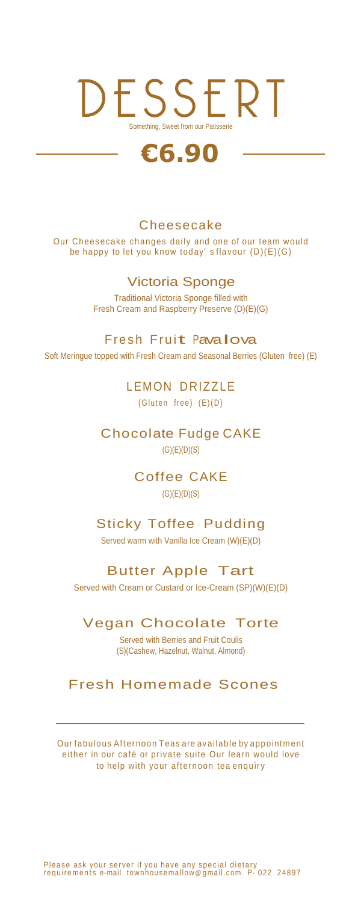# DESSERT

Something, Sweet from our Patisserie

## €6.90

### Cheesecake

Our Cheesecake changes daily and one of our team would be happy to let you know today' s flavour (D)(E)(G)

### Victoria Sponge

Traditional Victoria Sponge filled with Fresh Cream and Raspberry Preserve (D)(E)(G)

### Fresh Fruit Pavalova

Soft Meringue topped with Fresh Cream and Seasonal Berries (Gluten free) (E)

### LEMON DRIZZLE

(Gluten free) (E)(D)

### Chocolate Fudge CAKE

(G)(E)(D)(S)

### Coffee CAKE

(G)(E)(D)(S)

### Sticky Toffee Pudding

Served warm with Vanilla Ice Cream (W)(E)(D)

### Butter Apple Tart

Served with Cream or Custard or Ice-Cream (SP)(W)(E)(D)

### Vegan Chocolate Torte

Served with Berries and Fruit Coulis (S)(Cashew, Hazelnut, Walnut, Almond)

### Fresh Homemade Scones

---

Our fabulous Afternoon Teas are available by appointment either in our café or private suite Our learn would love to help with your afternoon tea enquiry

Please ask your server if you have any special dietary requirements e-mail townhousemallow@gmail.com P- 022 24897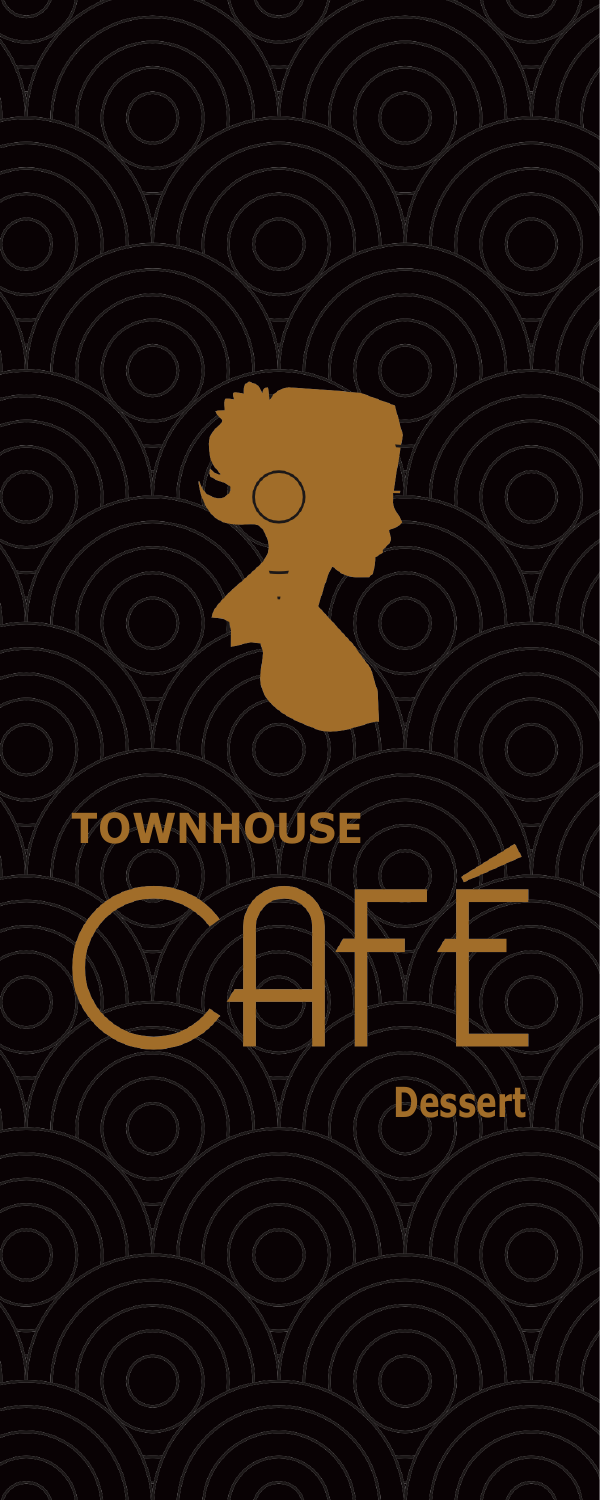TOWNHOUSE

# CAFÉ

Dessert